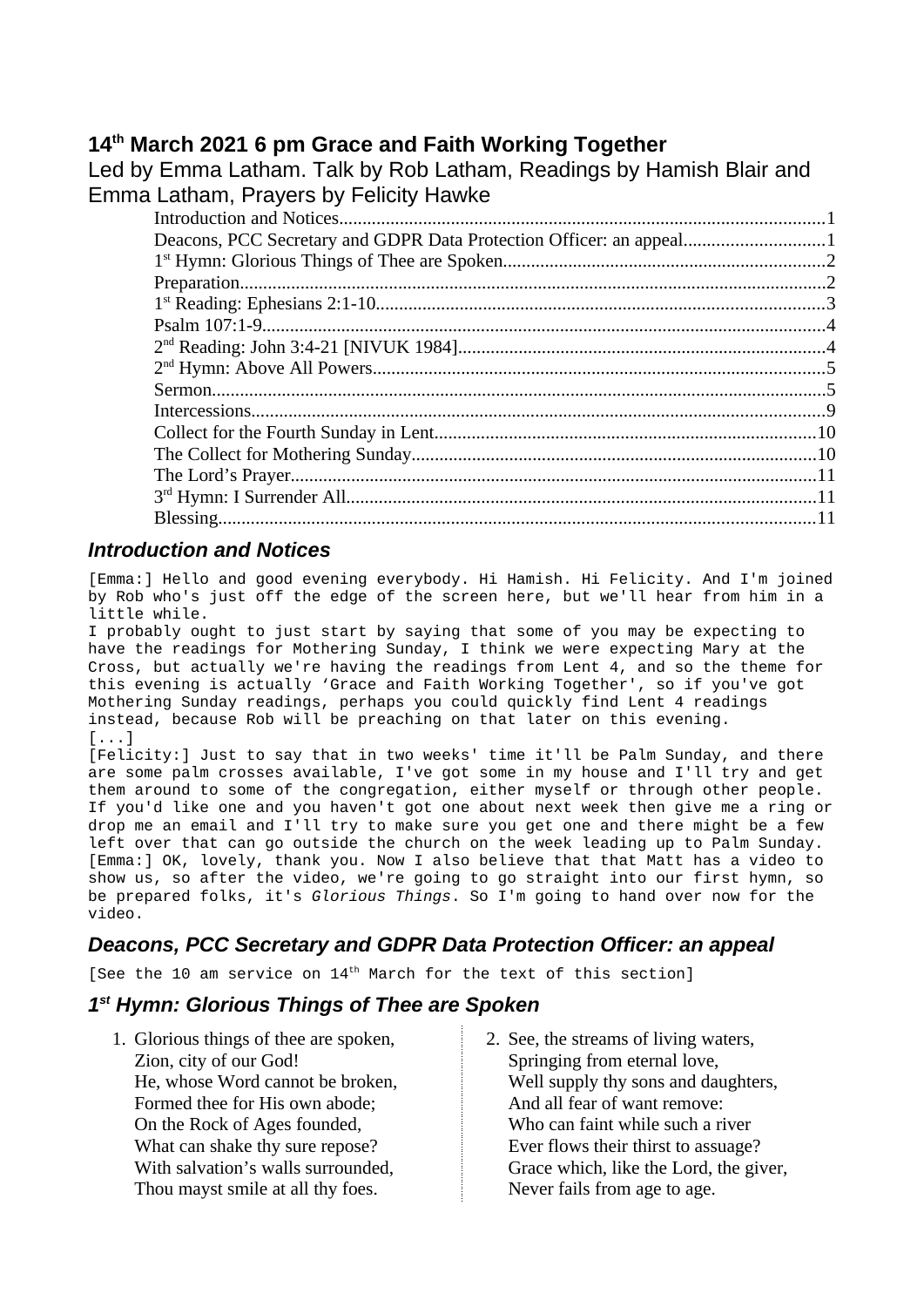## 14th March 2021 6 pm Grace and Faith Working Together

Led by Emma Latham. Talk by Rob Latham, Readings by Hamish Blair and Emma Latham, Prayers by Felicity Hawke

- Introduction and Notices....1
- Deacons, PCC Secretary and GDPR Data Protection Officer: an appeal....1
- 1st Hymn: Glorious Things of Thee are Spoken....2
- Preparation....2
- 1st Reading: Ephesians 2:1-10....3
- Psalm 107:1-9....4
- 2nd Reading: John 3:4-21 [NIVUK 1984]....4
- 2nd Hymn: Above All Powers....5
- Sermon....5
- Intercessions....9
- Collect for the Fourth Sunday in Lent....10
- The Collect for Mothering Sunday....10
- The Lord's Prayer....11
- 3rd Hymn: I Surrender All....11
- Blessing....11

### *Introduction and Notices*

```
[Emma:] Hello and good evening everybody. Hi Hamish. Hi Felicity. And I'm joined
by Rob who's just off the edge of the screen here, but we'll hear from him in a
little while.
I probably ought to just start by saying that some of you may be expecting to
have the readings for Mothering Sunday, I think we were expecting Mary at the
Cross, but actually we're having the readings from Lent 4, and so the theme for
this evening is actually 'Grace and Faith Working Together', so if you've got
Mothering Sunday readings, perhaps you could quickly find Lent 4 readings
instead, because Rob will be preaching on that later on this evening.
[...]
[Felicity:] Just to say that in two weeks' time it'll be Palm Sunday, and there
are some palm crosses available, I've got some in my house and I'll try and get
them around to some of the congregation, either myself or through other people.
If you'd like one and you haven't got one about next week then give me a ring or
drop me an email and I'll try to make sure you get one and there might be a few
left over that can go outside the church on the week leading up to Palm Sunday.
[Emma:] OK, lovely, thank you. Now I also believe that that Matt has a video to
show us, so after the video, we're going to go straight into our first hymn, so
be prepared folks, it's Glorious Things. So I'm going to hand over now for the
video.
```

### *Deacons, PCC Secretary and GDPR Data Protection Officer: an appeal*

```
[See the 10 am service on 14th March for the text of this section]
```

### *1st Hymn: Glorious Things of Thee are Spoken*

1. Glorious things of thee are spoken,
   Zion, city of our God!
   He, whose Word cannot be broken,
   Formed thee for His own abode;
   On the Rock of Ages founded,
   What can shake thy sure repose?
   With salvation's walls surrounded,
   Thou mayst smile at all thy foes.

2. See, the streams of living waters,
   Springing from eternal love,
   Well supply thy sons and daughters,
   And all fear of want remove:
   Who can faint while such a river
   Ever flows their thirst to assuage?
   Grace which, like the Lord, the giver,
   Never fails from age to age.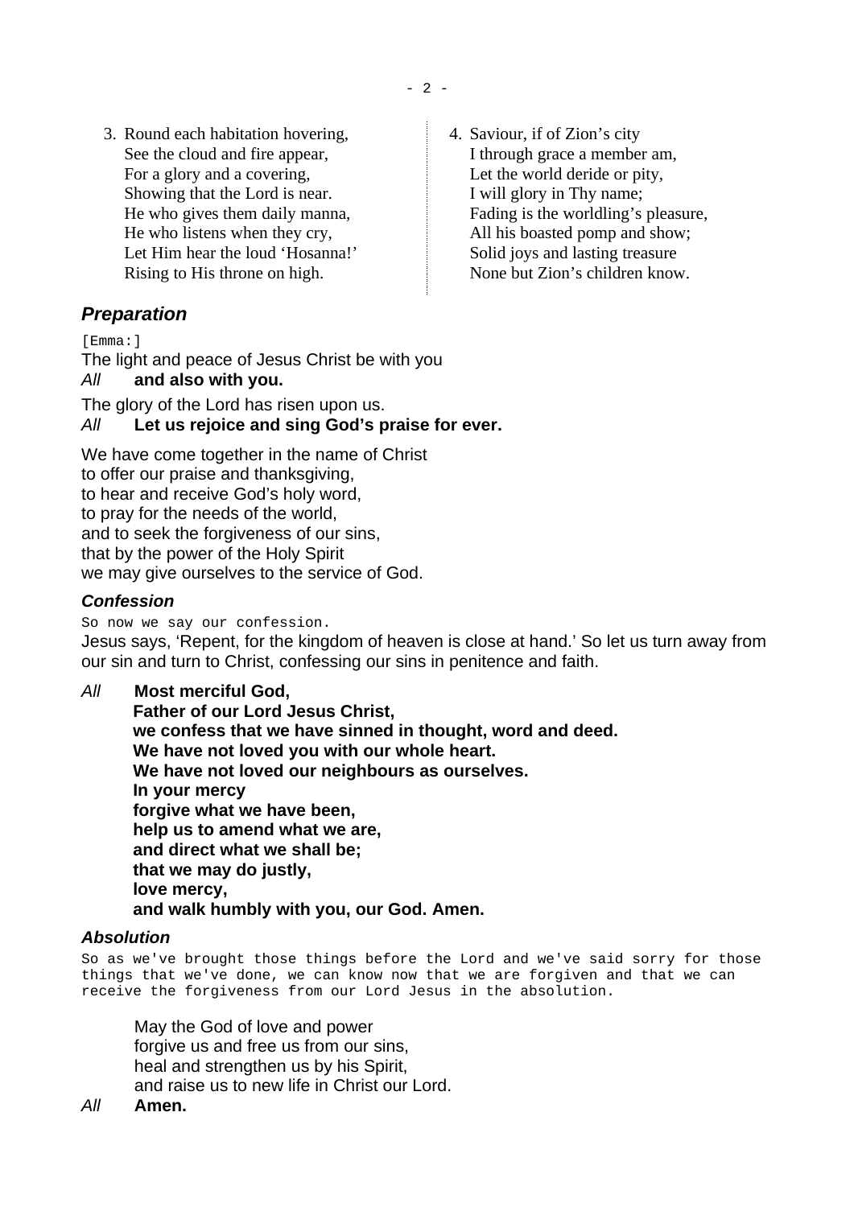3. Round each habitation hovering,  
   See the cloud and fire appear,  
   For a glory and a covering,  
   Showing that the Lord is near.  
   He who gives them daily manna,  
   He who listens when they cry,  
   Let Him hear the loud 'Hosanna!'  
   Rising to His throne on high.

4. Saviour, if of Zion's city  
   I through grace a member am,  
   Let the world deride or pity,  
   I will glory in Thy name;  
   Fading is the worldling's pleasure,  
   All his boasted pomp and show;  
   Solid joys and lasting treasure  
   None but Zion's children know.

## *Preparation*

[Emma:]

The light and peace of Jesus Christ be with you  
*All* **and also with you.**

The glory of the Lord has risen upon us.  
*All* **Let us rejoice and sing God's praise for ever.**

We have come together in the name of Christ  
to offer our praise and thanksgiving,  
to hear and receive God's holy word,  
to pray for the needs of the world,  
and to seek the forgiveness of our sins,  
that by the power of the Holy Spirit  
we may give ourselves to the service of God.

### *Confession*

So now we say our confession.

Jesus says, 'Repent, for the kingdom of heaven is close at hand.' So let us turn away from our sin and turn to Christ, confessing our sins in penitence and faith.

*All* **Most merciful God,**  
**Father of our Lord Jesus Christ,**  
**we confess that we have sinned in thought, word and deed.**  
**We have not loved you with our whole heart.**  
**We have not loved our neighbours as ourselves.**  
**In your mercy**  
**forgive what we have been,**  
**help us to amend what we are,**  
**and direct what we shall be;**  
**that we may do justly,**  
**love mercy,**  
**and walk humbly with you, our God. Amen.**

### *Absolution*

So as we've brought those things before the Lord and we've said sorry for those things that we've done, we can know now that we are forgiven and that we can receive the forgiveness from our Lord Jesus in the absolution.

May the God of love and power  
forgive us and free us from our sins,  
heal and strengthen us by his Spirit,  
and raise us to new life in Christ our Lord.  
*All* **Amen.**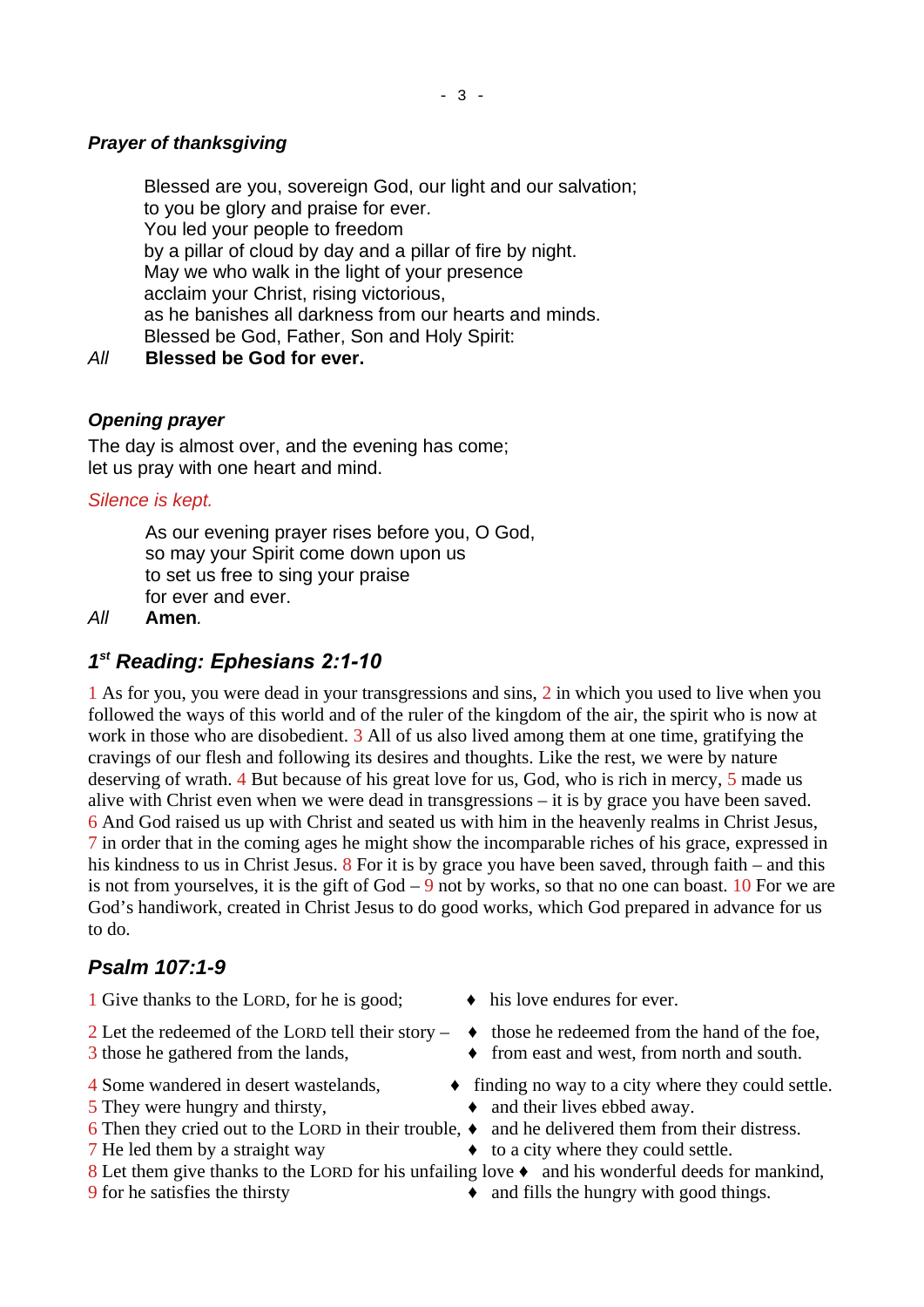***Prayer of thanksgiving***

Blessed are you, sovereign God, our light and our salvation;
to you be glory and praise for ever.
You led your people to freedom
by a pillar of cloud by day and a pillar of fire by night.
May we who walk in the light of your presence
acclaim your Christ, rising victorious,
as he banishes all darkness from our hearts and minds.
Blessed be God, Father, Son and Holy Spirit:

*All* **Blessed be God for ever.**

***Opening prayer***

The day is almost over, and the evening has come;
let us pray with one heart and mind.

*Silence is kept.*

As our evening prayer rises before you, O God,
so may your Spirit come down upon us
to set us free to sing your praise
for ever and ever.

*All* **Amen***.*

## *1st Reading: Ephesians 2:1-10*

1 As for you, you were dead in your transgressions and sins, 2 in which you used to live when you followed the ways of this world and of the ruler of the kingdom of the air, the spirit who is now at work in those who are disobedient. 3 All of us also lived among them at one time, gratifying the cravings of our flesh and following its desires and thoughts. Like the rest, we were by nature deserving of wrath. 4 But because of his great love for us, God, who is rich in mercy, 5 made us alive with Christ even when we were dead in transgressions – it is by grace you have been saved. 6 And God raised us up with Christ and seated us with him in the heavenly realms in Christ Jesus, 7 in order that in the coming ages he might show the incomparable riches of his grace, expressed in his kindness to us in Christ Jesus. 8 For it is by grace you have been saved, through faith – and this is not from yourselves, it is the gift of God – 9 not by works, so that no one can boast. 10 For we are God's handiwork, created in Christ Jesus to do good works, which God prepared in advance for us to do.

## *Psalm 107:1-9*

1 Give thanks to the LORD, for he is good; ♦ his love endures for ever.

2 Let the redeemed of the LORD tell their story – ♦ those he redeemed from the hand of the foe,
3 those he gathered from the lands, ♦ from east and west, from north and south.

4 Some wandered in desert wastelands, ♦ finding no way to a city where they could settle.
5 They were hungry and thirsty, ♦ and their lives ebbed away.
6 Then they cried out to the LORD in their trouble, ♦ and he delivered them from their distress.
7 He led them by a straight way ♦ to a city where they could settle.
8 Let them give thanks to the LORD for his unfailing love ♦ and his wonderful deeds for mankind,
9 for he satisfies the thirsty ♦ and fills the hungry with good things.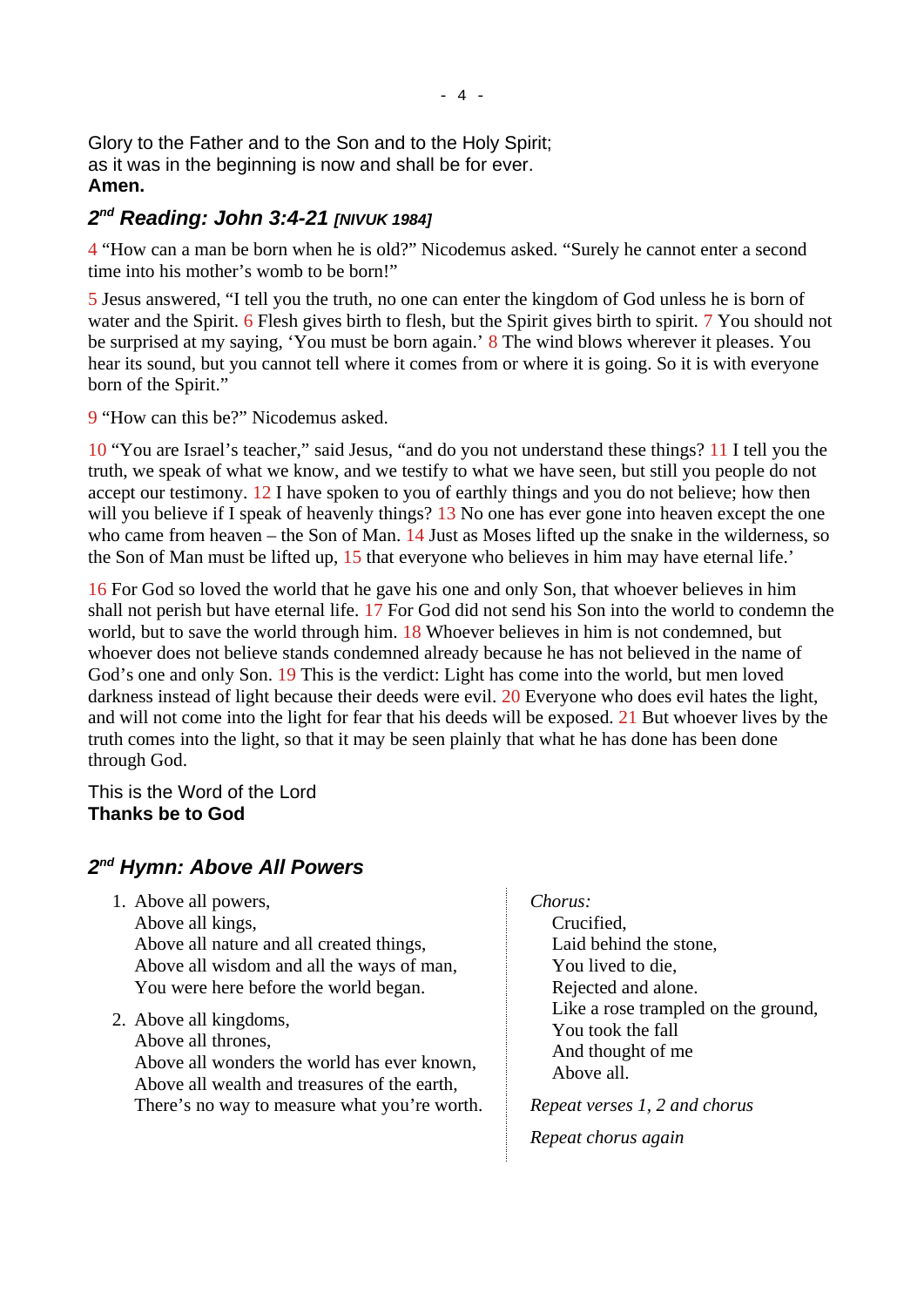Glory to the Father and to the Son and to the Holy Spirit;
as it was in the beginning is now and shall be for ever.
**Amen.**

## *2nd Reading: John 3:4-21 [NIVUK 1984]*

4 “How can a man be born when he is old?” Nicodemus asked. “Surely he cannot enter a second time into his mother’s womb to be born!”

5 Jesus answered, “I tell you the truth, no one can enter the kingdom of God unless he is born of water and the Spirit. 6 Flesh gives birth to flesh, but the Spirit gives birth to spirit. 7 You should not be surprised at my saying, ‘You must be born again.’ 8 The wind blows wherever it pleases. You hear its sound, but you cannot tell where it comes from or where it is going. So it is with everyone born of the Spirit.”

9 “How can this be?” Nicodemus asked.

10 “You are Israel’s teacher,” said Jesus, “and do you not understand these things? 11 I tell you the truth, we speak of what we know, and we testify to what we have seen, but still you people do not accept our testimony. 12 I have spoken to you of earthly things and you do not believe; how then will you believe if I speak of heavenly things? 13 No one has ever gone into heaven except the one who came from heaven – the Son of Man. 14 Just as Moses lifted up the snake in the wilderness, so the Son of Man must be lifted up, 15 that everyone who believes in him may have eternal life.’

16 For God so loved the world that he gave his one and only Son, that whoever believes in him shall not perish but have eternal life. 17 For God did not send his Son into the world to condemn the world, but to save the world through him. 18 Whoever believes in him is not condemned, but whoever does not believe stands condemned already because he has not believed in the name of God’s one and only Son. 19 This is the verdict: Light has come into the world, but men loved darkness instead of light because their deeds were evil. 20 Everyone who does evil hates the light, and will not come into the light for fear that his deeds will be exposed. 21 But whoever lives by the truth comes into the light, so that it may be seen plainly that what he has done has been done through God.

This is the Word of the Lord
**Thanks be to God**

## *2nd Hymn: Above All Powers*

1. Above all powers,
   Above all kings,
   Above all nature and all created things,
   Above all wisdom and all the ways of man,
   You were here before the world began.

2. Above all kingdoms,
   Above all thrones,
   Above all wonders the world has ever known,
   Above all wealth and treasures of the earth,
   There’s no way to measure what you’re worth.

*Chorus:*
Crucified,
Laid behind the stone,
You lived to die,
Rejected and alone.
Like a rose trampled on the ground,
You took the fall
And thought of me
Above all.

*Repeat verses 1, 2 and chorus*

*Repeat chorus again*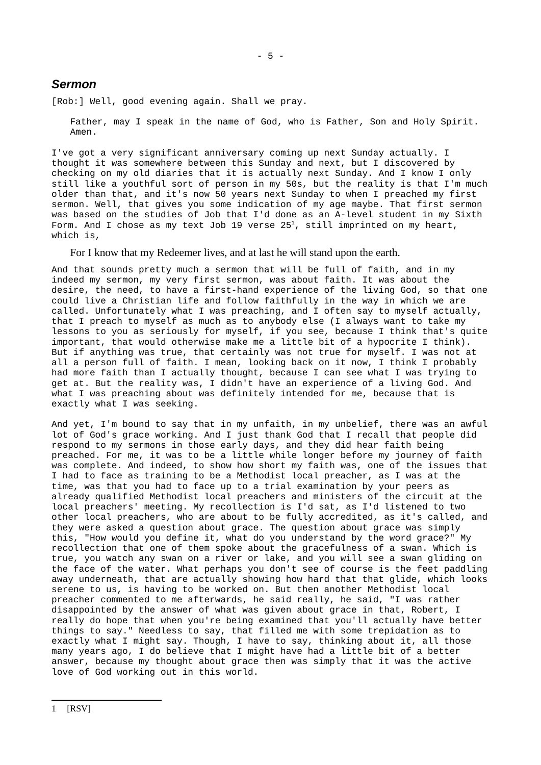## *Sermon*

[Rob:] Well, good evening again. Shall we pray.

> Father, may I speak in the name of God, who is Father, Son and Holy Spirit. Amen.

I've got a very significant anniversary coming up next Sunday actually. I thought it was somewhere between this Sunday and next, but I discovered by checking on my old diaries that it is actually next Sunday. And I know I only still like a youthful sort of person in my 50s, but the reality is that I'm much older than that, and it's now 50 years next Sunday to when I preached my first sermon. Well, that gives you some indication of my age maybe. That first sermon was based on the studies of Job that I'd done as an A-level student in my Sixth Form. And I chose as my text Job 19 verse 25[1], still imprinted on my heart, which is,

> For I know that my Redeemer lives, and at last he will stand upon the earth.

And that sounds pretty much a sermon that will be full of faith, and in my indeed my sermon, my very first sermon, was about faith. It was about the desire, the need, to have a first-hand experience of the living God, so that one could live a Christian life and follow faithfully in the way in which we are called. Unfortunately what I was preaching, and I often say to myself actually, that I preach to myself as much as to anybody else (I always want to take my lessons to you as seriously for myself, if you see, because I think that's quite important, that would otherwise make me a little bit of a hypocrite I think). But if anything was true, that certainly was not true for myself. I was not at all a person full of faith. I mean, looking back on it now, I think I probably had more faith than I actually thought, because I can see what I was trying to get at. But the reality was, I didn't have an experience of a living God. And what I was preaching about was definitely intended for me, because that is exactly what I was seeking.

And yet, I'm bound to say that in my unfaith, in my unbelief, there was an awful lot of God's grace working. And I just thank God that I recall that people did respond to my sermons in those early days, and they did hear faith being preached. For me, it was to be a little while longer before my journey of faith was complete. And indeed, to show how short my faith was, one of the issues that I had to face as training to be a Methodist local preacher, as I was at the time, was that you had to face up to a trial examination by your peers as already qualified Methodist local preachers and ministers of the circuit at the local preachers' meeting. My recollection is I'd sat, as I'd listened to two other local preachers, who are about to be fully accredited, as it's called, and they were asked a question about grace. The question about grace was simply this, "How would you define it, what do you understand by the word grace?" My recollection that one of them spoke about the gracefulness of a swan. Which is true, you watch any swan on a river or lake, and you will see a swan gliding on the face of the water. What perhaps you don't see of course is the feet paddling away underneath, that are actually showing how hard that that glide, which looks serene to us, is having to be worked on. But then another Methodist local preacher commented to me afterwards, he said really, he said, "I was rather disappointed by the answer of what was given about grace in that, Robert, I really do hope that when you're being examined that you'll actually have better things to say." Needless to say, that filled me with some trepidation as to exactly what I might say. Though, I have to say, thinking about it, all those many years ago, I do believe that I might have had a little bit of a better answer, because my thought about grace then was simply that it was the active love of God working out in this world.

---

1 [RSV]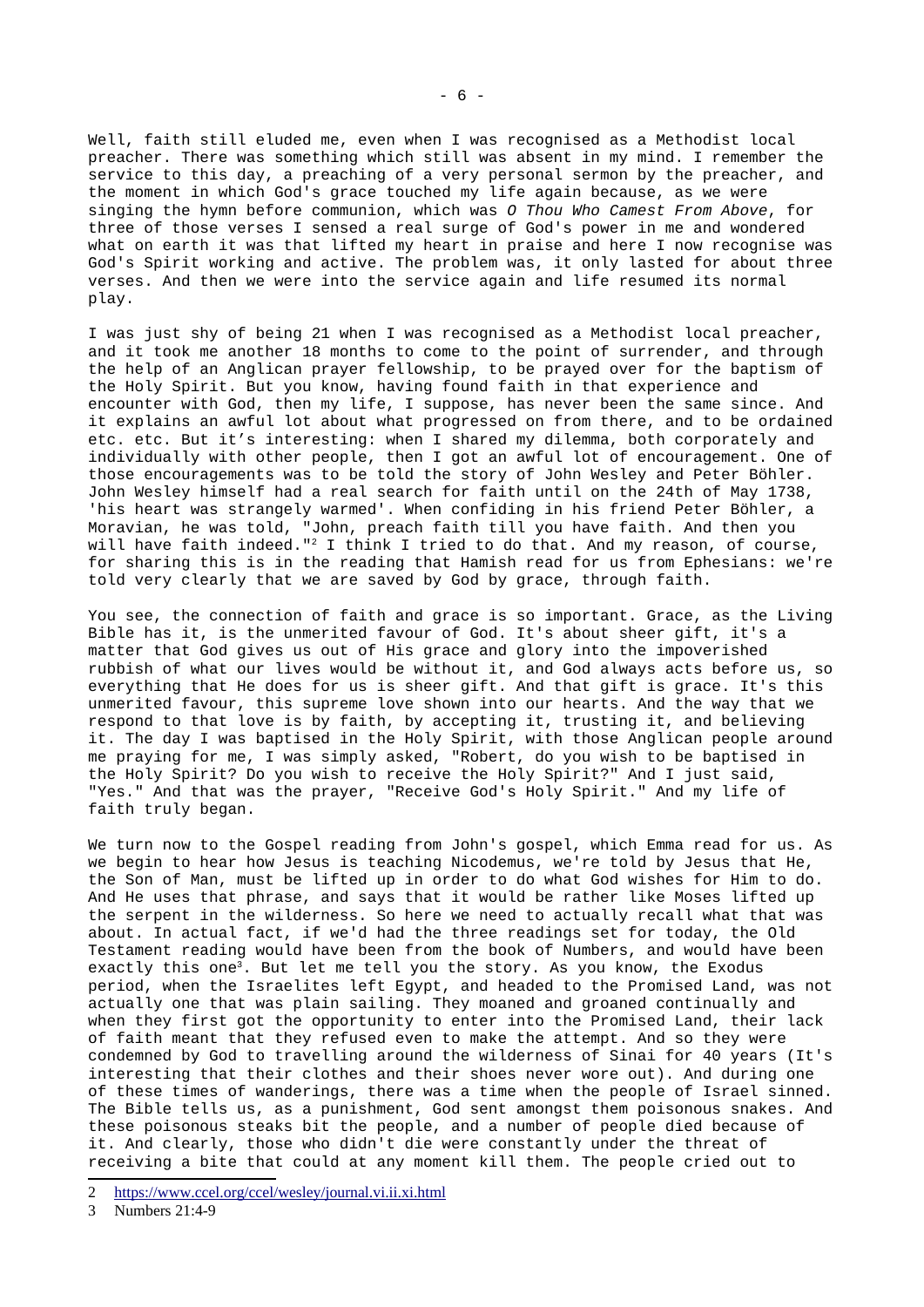Well, faith still eluded me, even when I was recognised as a Methodist local preacher. There was something which still was absent in my mind. I remember the service to this day, a preaching of a very personal sermon by the preacher, and the moment in which God's grace touched my life again because, as we were singing the hymn before communion, which was *O Thou Who Camest From Above*, for three of those verses I sensed a real surge of God's power in me and wondered what on earth it was that lifted my heart in praise and here I now recognise was God's Spirit working and active. The problem was, it only lasted for about three verses. And then we were into the service again and life resumed its normal play.

I was just shy of being 21 when I was recognised as a Methodist local preacher, and it took me another 18 months to come to the point of surrender, and through the help of an Anglican prayer fellowship, to be prayed over for the baptism of the Holy Spirit. But you know, having found faith in that experience and encounter with God, then my life, I suppose, has never been the same since. And it explains an awful lot about what progressed on from there, and to be ordained etc. etc. But it's interesting: when I shared my dilemma, both corporately and individually with other people, then I got an awful lot of encouragement. One of those encouragements was to be told the story of John Wesley and Peter Böhler. John Wesley himself had a real search for faith until on the 24th of May 1738, 'his heart was strangely warmed'. When confiding in his friend Peter Böhler, a Moravian, he was told, "John, preach faith till you have faith. And then you will have faith indeed."[2] I think I tried to do that. And my reason, of course, for sharing this is in the reading that Hamish read for us from Ephesians: we're told very clearly that we are saved by God by grace, through faith.

You see, the connection of faith and grace is so important. Grace, as the Living Bible has it, is the unmerited favour of God. It's about sheer gift, it's a matter that God gives us out of His grace and glory into the impoverished rubbish of what our lives would be without it, and God always acts before us, so everything that He does for us is sheer gift. And that gift is grace. It's this unmerited favour, this supreme love shown into our hearts. And the way that we respond to that love is by faith, by accepting it, trusting it, and believing it. The day I was baptised in the Holy Spirit, with those Anglican people around me praying for me, I was simply asked, "Robert, do you wish to be baptised in the Holy Spirit? Do you wish to receive the Holy Spirit?" And I just said, "Yes." And that was the prayer, "Receive God's Holy Spirit." And my life of faith truly began.

We turn now to the Gospel reading from John's gospel, which Emma read for us. As we begin to hear how Jesus is teaching Nicodemus, we're told by Jesus that He, the Son of Man, must be lifted up in order to do what God wishes for Him to do. And He uses that phrase, and says that it would be rather like Moses lifted up the serpent in the wilderness. So here we need to actually recall what that was about. In actual fact, if we'd had the three readings set for today, the Old Testament reading would have been from the book of Numbers, and would have been exactly this one[3]. But let me tell you the story. As you know, the Exodus period, when the Israelites left Egypt, and headed to the Promised Land, was not actually one that was plain sailing. They moaned and groaned continually and when they first got the opportunity to enter into the Promised Land, their lack of faith meant that they refused even to make the attempt. And so they were condemned by God to travelling around the wilderness of Sinai for 40 years (It's interesting that their clothes and their shoes never wore out). And during one of these times of wanderings, there was a time when the people of Israel sinned. The Bible tells us, as a punishment, God sent amongst them poisonous snakes. And these poisonous steaks bit the people, and a number of people died because of it. And clearly, those who didn't die were constantly under the threat of receiving a bite that could at any moment kill them. The people cried out to

2 https://www.ccel.org/ccel/wesley/journal.vi.ii.xi.html

3 Numbers 21:4-9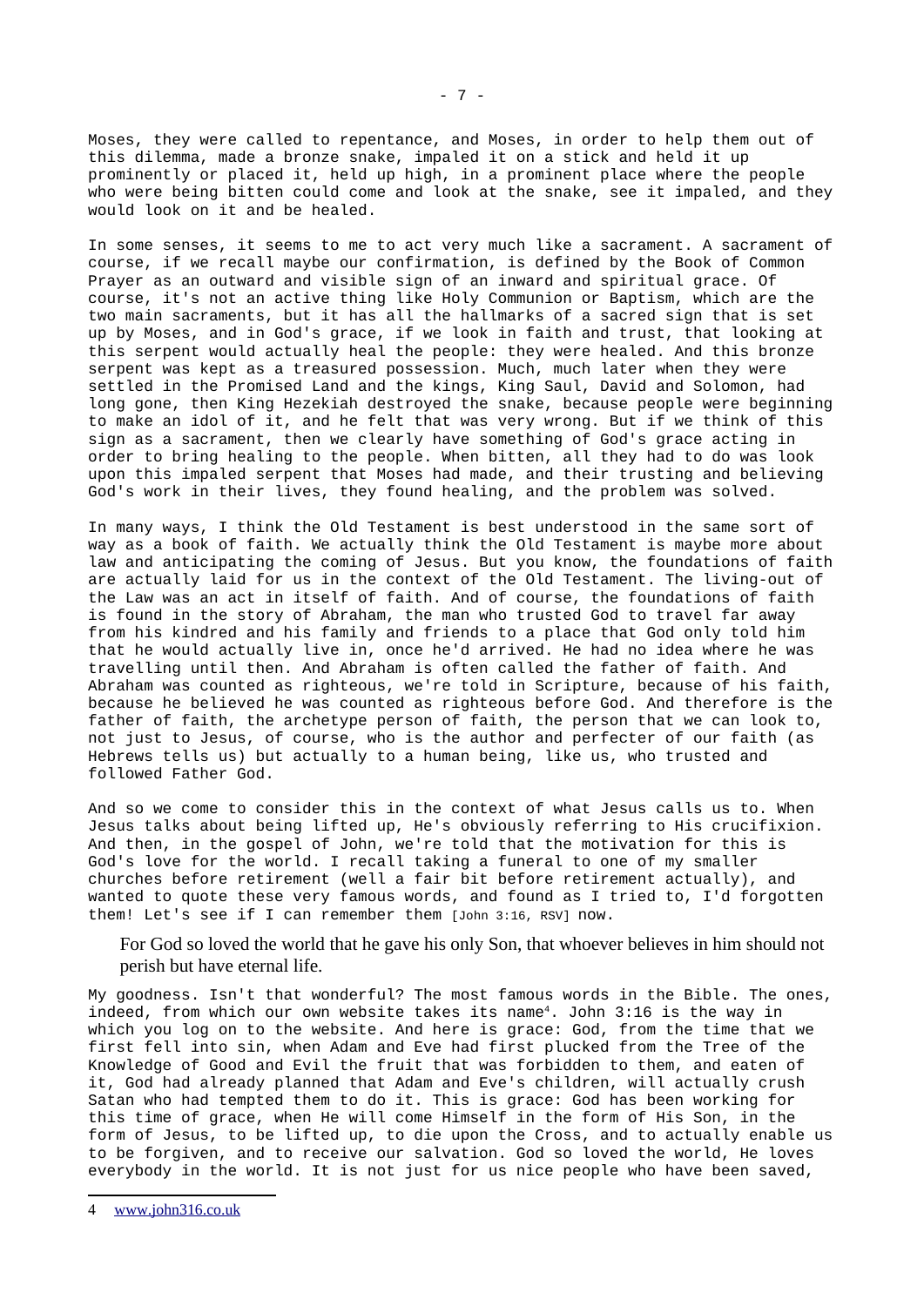Moses, they were called to repentance, and Moses, in order to help them out of this dilemma, made a bronze snake, impaled it on a stick and held it up prominently or placed it, held up high, in a prominent place where the people who were being bitten could come and look at the snake, see it impaled, and they would look on it and be healed.

In some senses, it seems to me to act very much like a sacrament. A sacrament of course, if we recall maybe our confirmation, is defined by the Book of Common Prayer as an outward and visible sign of an inward and spiritual grace. Of course, it's not an active thing like Holy Communion or Baptism, which are the two main sacraments, but it has all the hallmarks of a sacred sign that is set up by Moses, and in God's grace, if we look in faith and trust, that looking at this serpent would actually heal the people: they were healed. And this bronze serpent was kept as a treasured possession. Much, much later when they were settled in the Promised Land and the kings, King Saul, David and Solomon, had long gone, then King Hezekiah destroyed the snake, because people were beginning to make an idol of it, and he felt that was very wrong. But if we think of this sign as a sacrament, then we clearly have something of God's grace acting in order to bring healing to the people. When bitten, all they had to do was look upon this impaled serpent that Moses had made, and their trusting and believing God's work in their lives, they found healing, and the problem was solved.

In many ways, I think the Old Testament is best understood in the same sort of way as a book of faith. We actually think the Old Testament is maybe more about law and anticipating the coming of Jesus. But you know, the foundations of faith are actually laid for us in the context of the Old Testament. The living-out of the Law was an act in itself of faith. And of course, the foundations of faith is found in the story of Abraham, the man who trusted God to travel far away from his kindred and his family and friends to a place that God only told him that he would actually live in, once he'd arrived. He had no idea where he was travelling until then. And Abraham is often called the father of faith. And Abraham was counted as righteous, we're told in Scripture, because of his faith, because he believed he was counted as righteous before God. And therefore is the father of faith, the archetype person of faith, the person that we can look to, not just to Jesus, of course, who is the author and perfecter of our faith (as Hebrews tells us) but actually to a human being, like us, who trusted and followed Father God.

And so we come to consider this in the context of what Jesus calls us to. When Jesus talks about being lifted up, He's obviously referring to His crucifixion. And then, in the gospel of John, we're told that the motivation for this is God's love for the world. I recall taking a funeral to one of my smaller churches before retirement (well a fair bit before retirement actually), and wanted to quote these very famous words, and found as I tried to, I'd forgotten them! Let's see if I can remember them [John 3:16, RSV] now.

> For God so loved the world that he gave his only Son, that whoever believes in him should not perish but have eternal life.

My goodness. Isn't that wonderful? The most famous words in the Bible. The ones, indeed, from which our own website takes its name[4]. John 3:16 is the way in which you log on to the website. And here is grace: God, from the time that we first fell into sin, when Adam and Eve had first plucked from the Tree of the Knowledge of Good and Evil the fruit that was forbidden to them, and eaten of it, God had already planned that Adam and Eve's children, will actually crush Satan who had tempted them to do it. This is grace: God has been working for this time of grace, when He will come Himself in the form of His Son, in the form of Jesus, to be lifted up, to die upon the Cross, and to actually enable us to be forgiven, and to receive our salvation. God so loved the world, He loves everybody in the world. It is not just for us nice people who have been saved,

4 www.john316.co.uk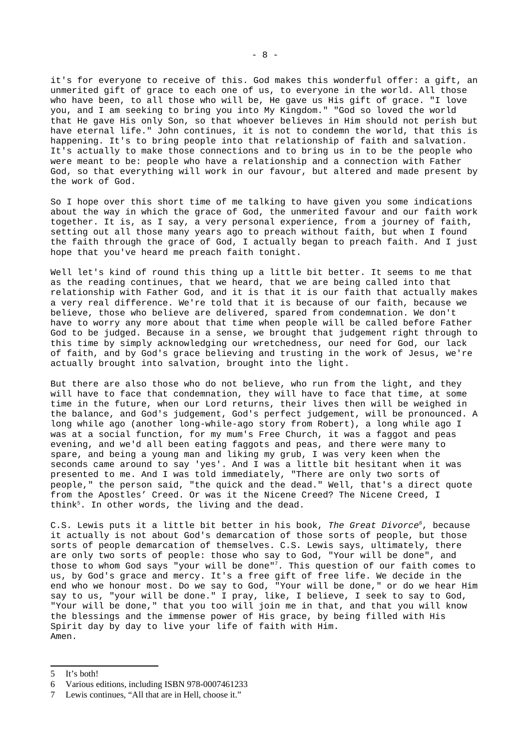it's for everyone to receive of this. God makes this wonderful offer: a gift, an unmerited gift of grace to each one of us, to everyone in the world. All those who have been, to all those who will be, He gave us His gift of grace. "I love you, and I am seeking to bring you into My Kingdom." "God so loved the world that He gave His only Son, so that whoever believes in Him should not perish but have eternal life." John continues, it is not to condemn the world, that this is happening. It's to bring people into that relationship of faith and salvation. It's actually to make those connections and to bring us in to be the people who were meant to be: people who have a relationship and a connection with Father God, so that everything will work in our favour, but altered and made present by the work of God.

So I hope over this short time of me talking to have given you some indications about the way in which the grace of God, the unmerited favour and our faith work together. It is, as I say, a very personal experience, from a journey of faith, setting out all those many years ago to preach without faith, but when I found the faith through the grace of God, I actually began to preach faith. And I just hope that you've heard me preach faith tonight.

Well let's kind of round this thing up a little bit better. It seems to me that as the reading continues, that we heard, that we are being called into that relationship with Father God, and it is that it is our faith that actually makes a very real difference. We're told that it is because of our faith, because we believe, those who believe are delivered, spared from condemnation. We don't have to worry any more about that time when people will be called before Father God to be judged. Because in a sense, we brought that judgement right through to this time by simply acknowledging our wretchedness, our need for God, our lack of faith, and by God's grace believing and trusting in the work of Jesus, we're actually brought into salvation, brought into the light.

But there are also those who do not believe, who run from the light, and they will have to face that condemnation, they will have to face that time, at some time in the future, when our Lord returns, their lives then will be weighed in the balance, and God's judgement, God's perfect judgement, will be pronounced. A long while ago (another long-while-ago story from Robert), a long while ago I was at a social function, for my mum's Free Church, it was a faggot and peas evening, and we'd all been eating faggots and peas, and there were many to spare, and being a young man and liking my grub, I was very keen when the seconds came around to say 'yes'. And I was a little bit hesitant when it was presented to me. And I was told immediately, "There are only two sorts of people," the person said, "the quick and the dead." Well, that's a direct quote from the Apostles' Creed. Or was it the Nicene Creed? The Nicene Creed, I think[5]. In other words, the living and the dead.

C.S. Lewis puts it a little bit better in his book, *The Great Divorce*[6], because it actually is not about God's demarcation of those sorts of people, but those sorts of people demarcation of themselves. C.S. Lewis says, ultimately, there are only two sorts of people: those who say to God, "Your will be done", and those to whom God says "your will be done"[7]. This question of our faith comes to us, by God's grace and mercy. It's a free gift of free life. We decide in the end who we honour most. Do we say to God, "Your will be done," or do we hear Him say to us, "your will be done." I pray, like, I believe, I seek to say to God, "Your will be done," that you too will join me in that, and that you will know the blessings and the immense power of His grace, by being filled with His Spirit day by day to live your life of faith with Him.
Amen.

---

5 It's both!

6 Various editions, including ISBN 978-0007461233

7 Lewis continues, "All that are in Hell, choose it."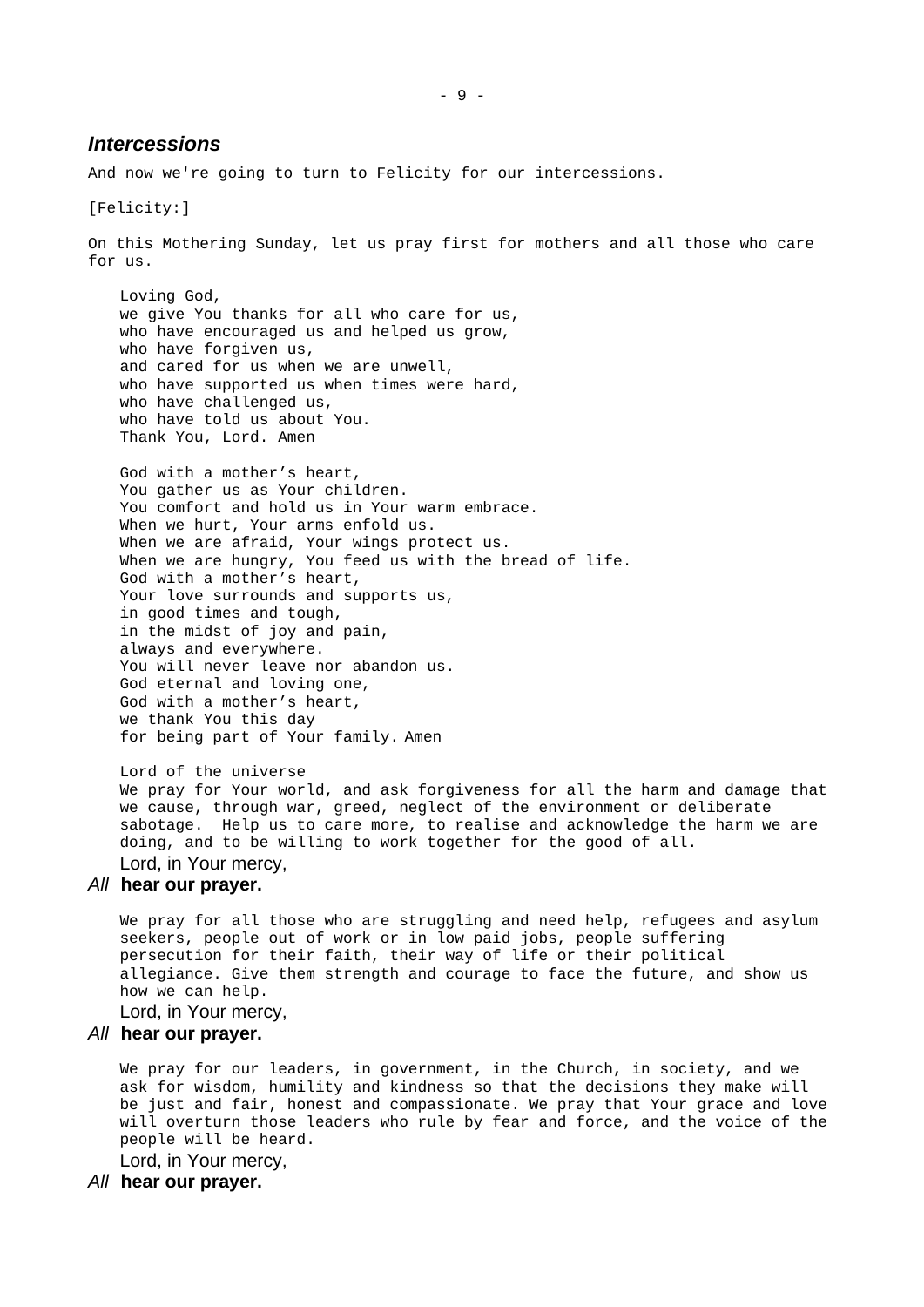## *Intercessions*

And now we're going to turn to Felicity for our intercessions.

[Felicity:]

On this Mothering Sunday, let us pray first for mothers and all those who care for us.

Loving God,
we give You thanks for all who care for us,
who have encouraged us and helped us grow,
who have forgiven us,
and cared for us when we are unwell,
who have supported us when times were hard,
who have challenged us,
who have told us about You.
Thank You, Lord. Amen

God with a mother's heart,
You gather us as Your children.
You comfort and hold us in Your warm embrace.
When we hurt, Your arms enfold us.
When we are afraid, Your wings protect us.
When we are hungry, You feed us with the bread of life.
God with a mother's heart,
Your love surrounds and supports us,
in good times and tough,
in the midst of joy and pain,
always and everywhere.
You will never leave nor abandon us.
God eternal and loving one,
God with a mother's heart,
we thank You this day
for being part of Your family. Amen

Lord of the universe
We pray for Your world, and ask forgiveness for all the harm and damage that we cause, through war, greed, neglect of the environment or deliberate sabotage. Help us to care more, to realise and acknowledge the harm we are doing, and to be willing to work together for the good of all.
Lord, in Your mercy,

*All* **hear our prayer.**

We pray for all those who are struggling and need help, refugees and asylum seekers, people out of work or in low paid jobs, people suffering persecution for their faith, their way of life or their political allegiance. Give them strength and courage to face the future, and show us how we can help.
Lord, in Your mercy,

*All* **hear our prayer.**

We pray for our leaders, in government, in the Church, in society, and we ask for wisdom, humility and kindness so that the decisions they make will be just and fair, honest and compassionate. We pray that Your grace and love will overturn those leaders who rule by fear and force, and the voice of the people will be heard.
Lord, in Your mercy,

*All* **hear our prayer.**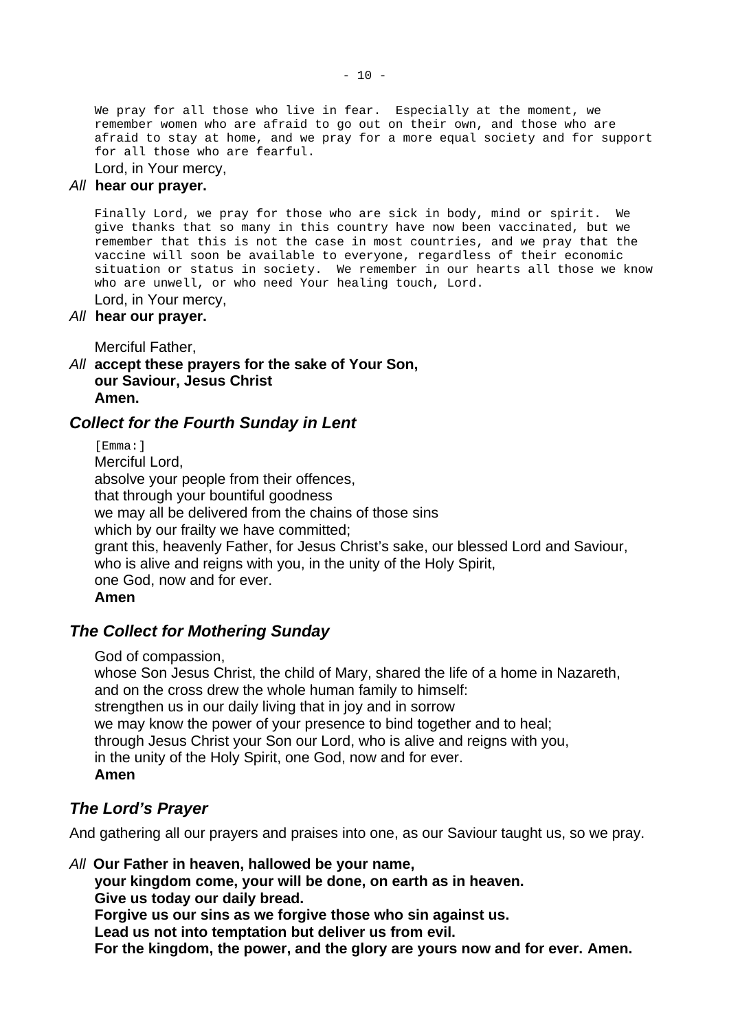We pray for all those who live in fear. Especially at the moment, we remember women who are afraid to go out on their own, and those who are afraid to stay at home, and we pray for a more equal society and for support for all those who are fearful.

Lord, in Your mercy,

*All* **hear our prayer.**

Finally Lord, we pray for those who are sick in body, mind or spirit. We give thanks that so many in this country have now been vaccinated, but we remember that this is not the case in most countries, and we pray that the vaccine will soon be available to everyone, regardless of their economic situation or status in society. We remember in our hearts all those we know who are unwell, or who need Your healing touch, Lord.

Lord, in Your mercy,

*All* **hear our prayer.**

Merciful Father,

*All* **accept these prayers for the sake of Your Son,**
**our Saviour, Jesus Christ**
**Amen.**

## *Collect for the Fourth Sunday in Lent*

[Emma:]

Merciful Lord,
absolve your people from their offences,
that through your bountiful goodness
we may all be delivered from the chains of those sins
which by our frailty we have committed;
grant this, heavenly Father, for Jesus Christ's sake, our blessed Lord and Saviour,
who is alive and reigns with you, in the unity of the Holy Spirit,
one God, now and for ever.
**Amen**

## *The Collect for Mothering Sunday*

God of compassion,
whose Son Jesus Christ, the child of Mary, shared the life of a home in Nazareth,
and on the cross drew the whole human family to himself:
strengthen us in our daily living that in joy and in sorrow
we may know the power of your presence to bind together and to heal;
through Jesus Christ your Son our Lord, who is alive and reigns with you,
in the unity of the Holy Spirit, one God, now and for ever.
**Amen**

## *The Lord's Prayer*

And gathering all our prayers and praises into one, as our Saviour taught us, so we pray.

*All* **Our Father in heaven, hallowed be your name,**
**your kingdom come, your will be done, on earth as in heaven.**
**Give us today our daily bread.**
**Forgive us our sins as we forgive those who sin against us.**
**Lead us not into temptation but deliver us from evil.**
**For the kingdom, the power, and the glory are yours now and for ever. Amen.**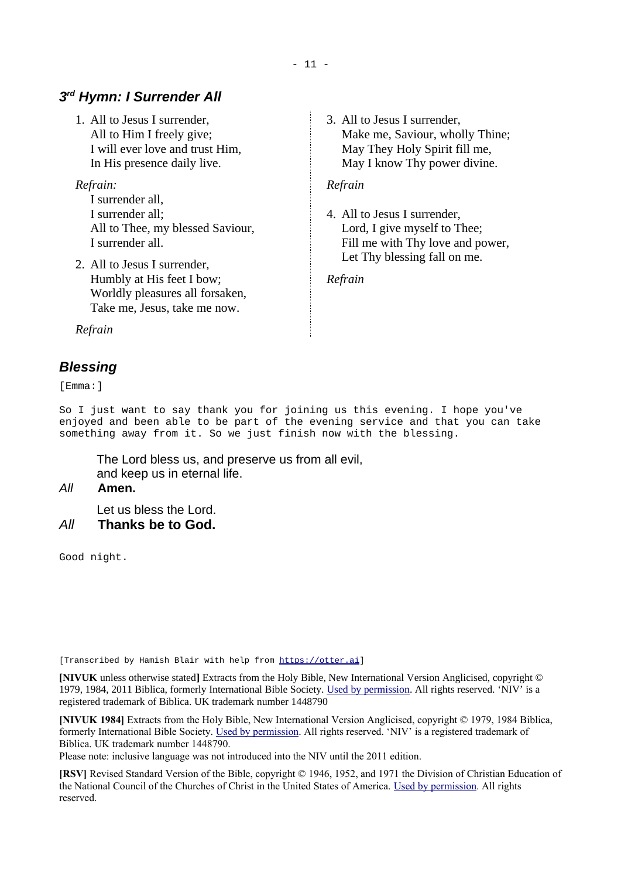## 3rd Hymn: I Surrender All

1. All to Jesus I surrender,  
   All to Him I freely give;  
   I will ever love and trust Him,  
   In His presence daily live.

*Refrain:*  
I surrender all,  
I surrender all;  
All to Thee, my blessed Saviour,  
I surrender all.

2. All to Jesus I surrender,  
   Humbly at His feet I bow;  
   Worldly pleasures all forsaken,  
   Take me, Jesus, take me now.

*Refrain*

3. All to Jesus I surrender,  
   Make me, Saviour, wholly Thine;  
   May They Holy Spirit fill me,  
   May I know Thy power divine.

*Refrain*

4. All to Jesus I surrender,  
   Lord, I give myself to Thee;  
   Fill me with Thy love and power,  
   Let Thy blessing fall on me.

*Refrain*

## Blessing

[Emma:]

So I just want to say thank you for joining us this evening. I hope you've enjoyed and been able to be part of the evening service and that you can take something away from it. So we just finish now with the blessing.

The Lord bless us, and preserve us from all evil,  
and keep us in eternal life.  
*All* **Amen.**

Let us bless the Lord.  
*All* **Thanks be to God.**

Good night.

[Transcribed by Hamish Blair with help from https://otter.ai]

**[NIVUK** unless otherwise stated**]** Extracts from the Holy Bible, New International Version Anglicised, copyright © 1979, 1984, 2011 Biblica, formerly International Bible Society. Used by permission. All rights reserved. 'NIV' is a registered trademark of Biblica. UK trademark number 1448790

**[NIVUK 1984]** Extracts from the Holy Bible, New International Version Anglicised, copyright © 1979, 1984 Biblica, formerly International Bible Society. Used by permission. All rights reserved. 'NIV' is a registered trademark of Biblica. UK trademark number 1448790.  
Please note: inclusive language was not introduced into the NIV until the 2011 edition.

**[RSV]** Revised Standard Version of the Bible, copyright © 1946, 1952, and 1971 the Division of Christian Education of the National Council of the Churches of Christ in the United States of America. Used by permission. All rights reserved.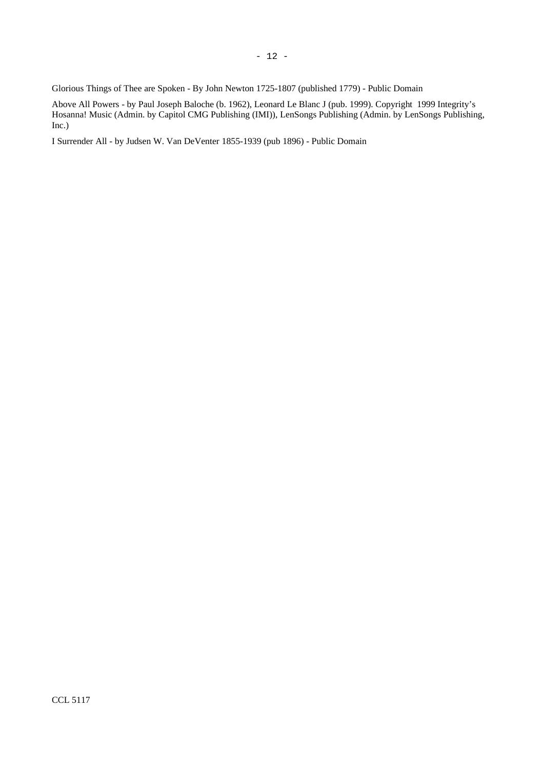Glorious Things of Thee are Spoken - By John Newton 1725-1807 (published 1779) - Public Domain

Above All Powers - by Paul Joseph Baloche (b. 1962), Leonard Le Blanc J (pub. 1999). Copyright 1999 Integrity's Hosanna! Music (Admin. by Capitol CMG Publishing (IMI)), LenSongs Publishing (Admin. by LenSongs Publishing, Inc.)

I Surrender All - by Judsen W. Van DeVenter 1855-1939 (pub 1896) - Public Domain

CCL 5117